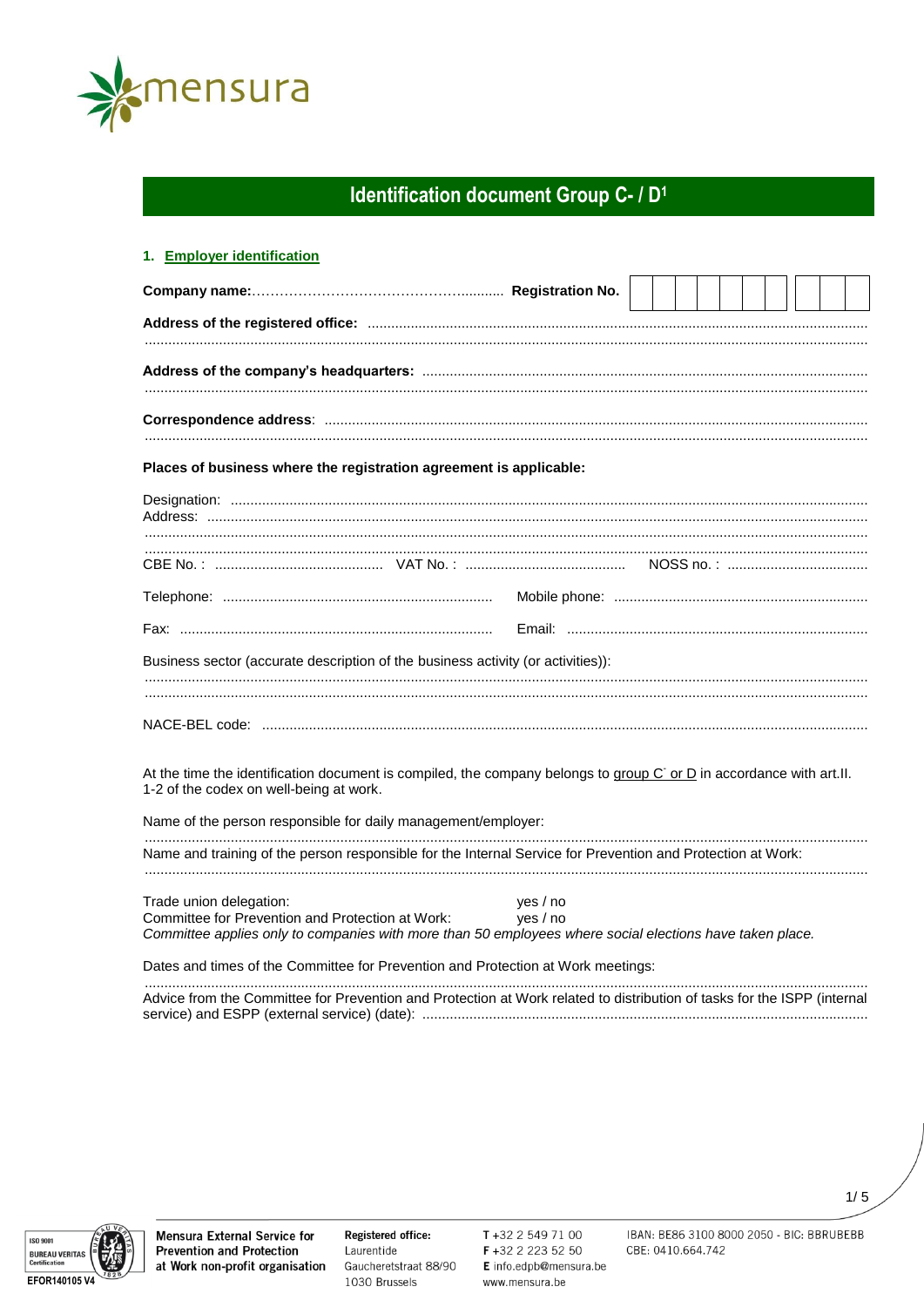# Identification document Group C- / D[1]

## 1. Employer identification

**Company name:**.............................................. **Registration No.** | | | | | | | | | | |

**Address of the registered office:** ..............................................................................................................................

**Address of the company's headquarters:** ..............................................................................................................................

**Correspondence address**: ..............................................................................................................................

**Places of business where the registration agreement is applicable:**

Designation: ..............................................................................................................................
Address: ..............................................................................................................................

CBE No. : .......................................... VAT No. : ......................................... NOSS no. : ....................................

Telephone: .................................................................... Mobile phone: ................................................................

Fax: ................................................................................ Email: .............................................................................

Business sector (accurate description of the business activity (or activities)):
..............................................................................................................................

NACE-BEL code: ..............................................................................................................................

At the time the identification document is compiled, the company belongs to group C- or D in accordance with art.II. 1-2 of the codex on well-being at work.

Name of the person responsible for daily management/employer:
..............................................................................................................................

Name and training of the person responsible for the Internal Service for Prevention and Protection at Work:
..............................................................................................................................

Trade union delegation: yes / no
Committee for Prevention and Protection at Work: yes / no
*Committee applies only to companies with more than 50 employees where social elections have taken place.*

Dates and times of the Committee for Prevention and Protection at Work meetings:
..............................................................................................................................

Advice from the Committee for Prevention and Protection at Work related to distribution of tasks for the ISPP (internal service) and ESPP (external service) (date): ..............................................................................................................................

**Mensura External Service for Prevention and Protection at Work non-profit organisation**
**Registered office:** Laurentide, Gaucheretstraat 88/90, 1030 Brussels
T +32 2 549 71 00
F +32 2 223 52 50
E info.edpb@mensura.be
www.mensura.be
IBAN: BE86 3100 8000 2050 - BIC: BBRUBEBB
CBE: 0410.664.742

EFOR140105 V4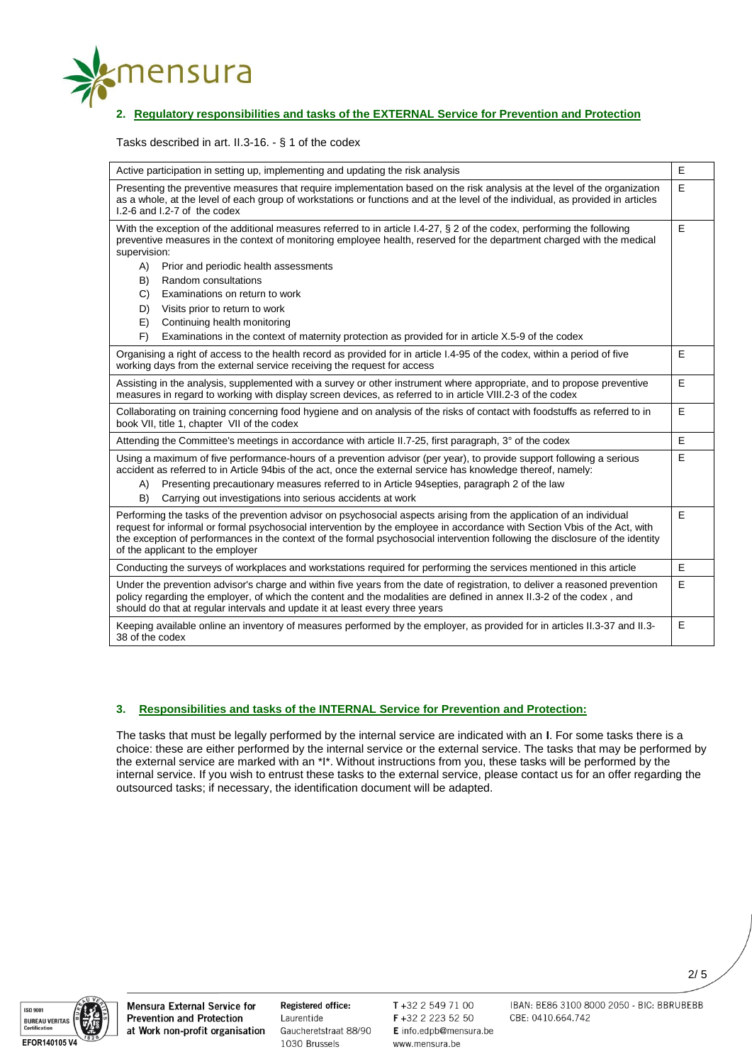## 2. Regulatory responsibilities and tasks of the EXTERNAL Service for Prevention and Protection

Tasks described in art. II.3-16. - § 1 of the codex

| Task | |
|---|---|
| Active participation in setting up, implementing and updating the risk analysis | E |
| Presenting the preventive measures that require implementation based on the risk analysis at the level of the organization as a whole, at the level of each group of workstations or functions and at the level of the individual, as provided in articles I.2-6 and I.2-7 of the codex | E |
| With the exception of the additional measures referred to in article I.4-27, § 2 of the codex, performing the following preventive measures in the context of monitoring employee health, reserved for the department charged with the medical supervision:<br>A) Prior and periodic health assessments<br>B) Random consultations<br>C) Examinations on return to work<br>D) Visits prior to return to work<br>E) Continuing health monitoring<br>F) Examinations in the context of maternity protection as provided for in article X.5-9 of the codex | E |
| Organising a right of access to the health record as provided for in article I.4-95 of the codex, within a period of five working days from the external service receiving the request for access | E |
| Assisting in the analysis, supplemented with a survey or other instrument where appropriate, and to propose preventive measures in regard to working with display screen devices, as referred to in article VIII.2-3 of the codex | E |
| Collaborating on training concerning food hygiene and on analysis of the risks of contact with foodstuffs as referred to in book VII, title 1, chapter VII of the codex | E |
| Attending the Committee's meetings in accordance with article II.7-25, first paragraph, 3° of the codex | E |
| Using a maximum of five performance-hours of a prevention advisor (per year), to provide support following a serious accident as referred to in Article 94bis of the act, once the external service has knowledge thereof, namely:<br>A) Presenting precautionary measures referred to in Article 94septies, paragraph 2 of the law<br>B) Carrying out investigations into serious accidents at work | E |
| Performing the tasks of the prevention advisor on psychosocial aspects arising from the application of an individual request for informal or formal psychosocial intervention by the employee in accordance with Section Vbis of the Act, with the exception of performances in the context of the formal psychosocial intervention following the disclosure of the identity of the applicant to the employer | E |
| Conducting the surveys of workplaces and workstations required for performing the services mentioned in this article | E |
| Under the prevention advisor's charge and within five years from the date of registration, to deliver a reasoned prevention policy regarding the employer, of which the content and the modalities are defined in annex II.3-2 of the codex , and should do that at regular intervals and update it at least every three years | E |
| Keeping available online an inventory of measures performed by the employer, as provided for in articles II.3-37 and II.3-38 of the codex | E |

## 3. Responsibilities and tasks of the INTERNAL Service for Prevention and Protection:

The tasks that must be legally performed by the internal service are indicated with an **I**. For some tasks there is a choice: these are either performed by the internal service or the external service. The tasks that may be performed by the external service are marked with an *I*. Without instructions from you, these tasks will be performed by the internal service. If you wish to entrust these tasks to the external service, please contact us for an offer regarding the outsourced tasks; if necessary, the identification document will be adapted.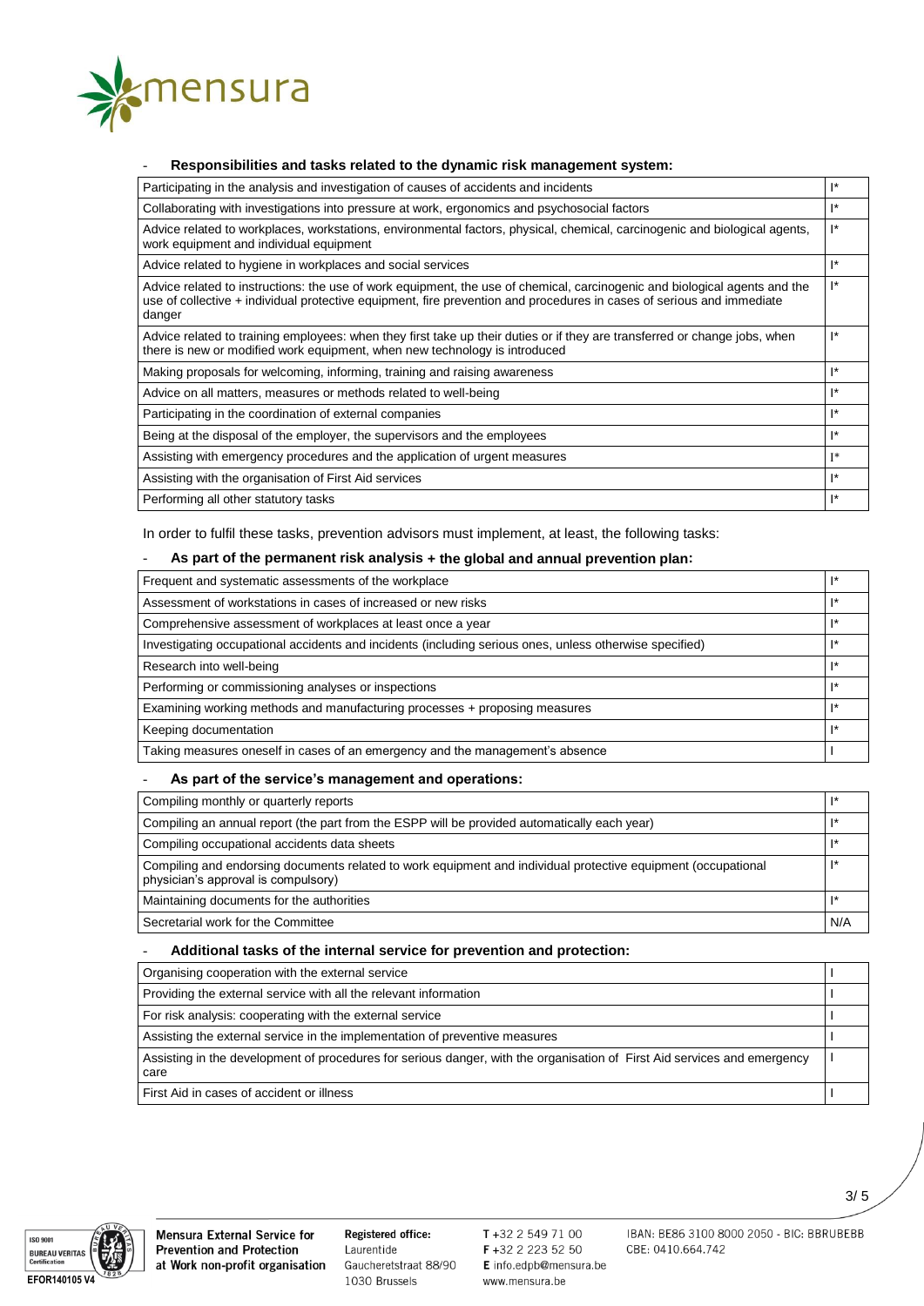- **Responsibilities and tasks related to the dynamic risk management system:**

| | |
|---|---|
| Participating in the analysis and investigation of causes of accidents and incidents | I* |
| Collaborating with investigations into pressure at work, ergonomics and psychosocial factors | I* |
| Advice related to workplaces, workstations, environmental factors, physical, chemical, carcinogenic and biological agents, work equipment and individual equipment | I* |
| Advice related to hygiene in workplaces and social services | I* |
| Advice related to instructions: the use of work equipment, the use of chemical, carcinogenic and biological agents and the use of collective + individual protective equipment, fire prevention and procedures in cases of serious and immediate danger | I* |
| Advice related to training employees: when they first take up their duties or if they are transferred or change jobs, when there is new or modified work equipment, when new technology is introduced | I* |
| Making proposals for welcoming, informing, training and raising awareness | I* |
| Advice on all matters, measures or methods related to well-being | I* |
| Participating in the coordination of external companies | I* |
| Being at the disposal of the employer, the supervisors and the employees | I* |
| Assisting with emergency procedures and the application of urgent measures | I* |
| Assisting with the organisation of First Aid services | I* |
| Performing all other statutory tasks | I* |

In order to fulfil these tasks, prevention advisors must implement, at least, the following tasks:

- **As part of the permanent risk analysis + the global and annual prevention plan:**

| | |
|---|---|
| Frequent and systematic assessments of the workplace | I* |
| Assessment of workstations in cases of increased or new risks | I* |
| Comprehensive assessment of workplaces at least once a year | I* |
| Investigating occupational accidents and incidents (including serious ones, unless otherwise specified) | I* |
| Research into well-being | I* |
| Performing or commissioning analyses or inspections | I* |
| Examining working methods and manufacturing processes + proposing measures | I* |
| Keeping documentation | I* |
| Taking measures oneself in cases of an emergency and the management's absence | I |

- **As part of the service's management and operations:**

| | |
|---|---|
| Compiling monthly or quarterly reports | I* |
| Compiling an annual report (the part from the ESPP will be provided automatically each year) | I* |
| Compiling occupational accidents data sheets | I* |
| Compiling and endorsing documents related to work equipment and individual protective equipment (occupational physician's approval is compulsory) | I* |
| Maintaining documents for the authorities | I* |
| Secretarial work for the Committee | N/A |

- **Additional tasks of the internal service for prevention and protection:**

| | |
|---|---|
| Organising cooperation with the external service | I |
| Providing the external service with all the relevant information | I |
| For risk analysis: cooperating with the external service | I |
| Assisting the external service in the implementation of preventive measures | I |
| Assisting in the development of procedures for serious danger, with the organisation of First Aid services and emergency care | I |
| First Aid in cases of accident or illness | I |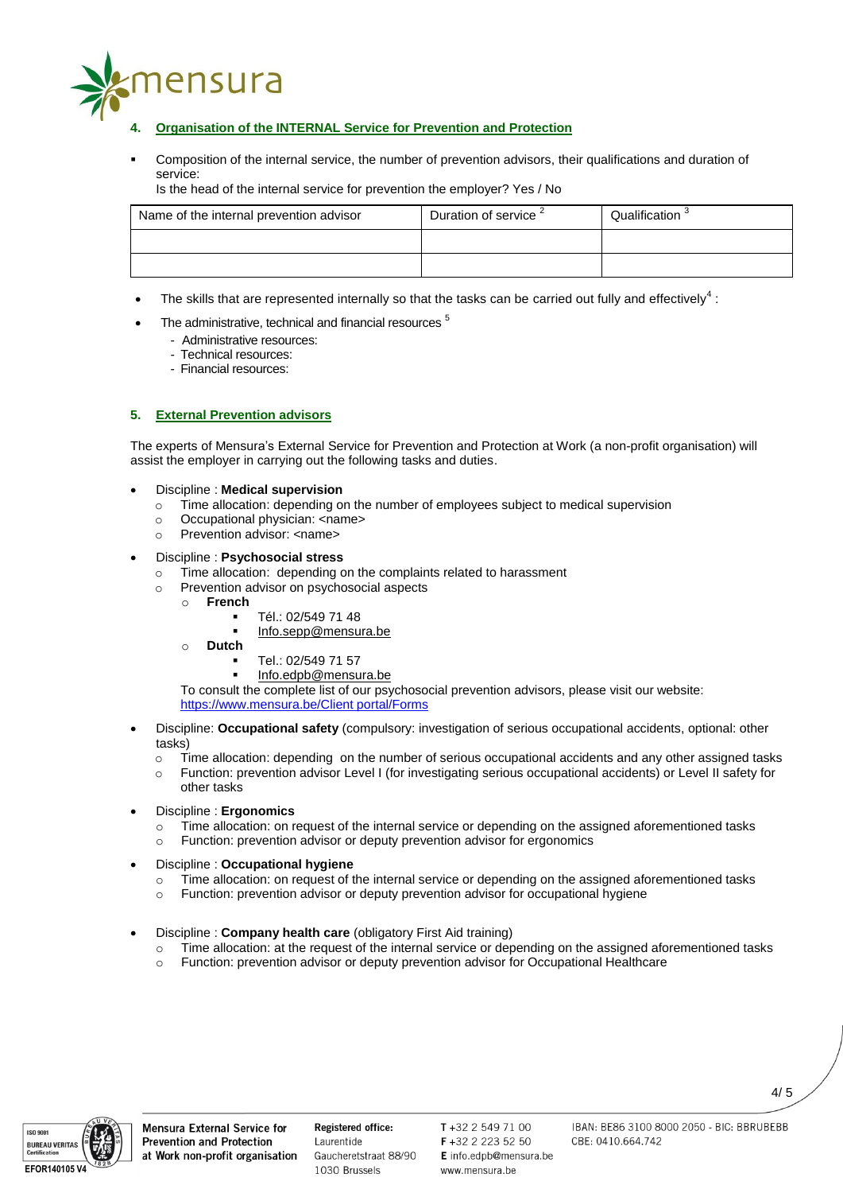## 4. Organisation of the INTERNAL Service for Prevention and Protection

- Composition of the internal service, the number of prevention advisors, their qualifications and duration of service:
  Is the head of the internal service for prevention the employer? Yes / No

| Name of the internal prevention advisor | Duration of service [2] | Qualification [3] |
|---|---|---|
| | | |
| | | |

- The skills that are represented internally so that the tasks can be carried out fully and effectively[4] :
- The administrative, technical and financial resources [5]
  - Administrative resources:
  - Technical resources:
  - Financial resources:

## 5. External Prevention advisors

The experts of Mensura's External Service for Prevention and Protection at Work (a non-profit organisation) will assist the employer in carrying out the following tasks and duties.

- Discipline : **Medical supervision**
  - Time allocation: depending on the number of employees subject to medical supervision
  - Occupational physician: <name>
  - Prevention advisor: <name>
- Discipline : **Psychosocial stress**
  - Time allocation: depending on the complaints related to harassment
  - Prevention advisor on psychosocial aspects
    - **French**
      - Tél.: 02/549 71 48
      - Info.sepp@mensura.be
    - **Dutch**
      - Tel.: 02/549 71 57
      - Info.edpb@mensura.be

  To consult the complete list of our psychosocial prevention advisors, please visit our website: https://www.mensura.be/Client portal/Forms
- Discipline: **Occupational safety** (compulsory: investigation of serious occupational accidents, optional: other tasks)
  - Time allocation: depending on the number of serious occupational accidents and any other assigned tasks
  - Function: prevention advisor Level I (for investigating serious occupational accidents) or Level II safety for other tasks
- Discipline : **Ergonomics**
  - Time allocation: on request of the internal service or depending on the assigned aforementioned tasks
  - Function: prevention advisor or deputy prevention advisor for ergonomics
- Discipline : **Occupational hygiene**
  - Time allocation: on request of the internal service or depending on the assigned aforementioned tasks
  - Function: prevention advisor or deputy prevention advisor for occupational hygiene
- Discipline : **Company health care** (obligatory First Aid training)
  - Time allocation: at the request of the internal service or depending on the assigned aforementioned tasks
  - Function: prevention advisor or deputy prevention advisor for Occupational Healthcare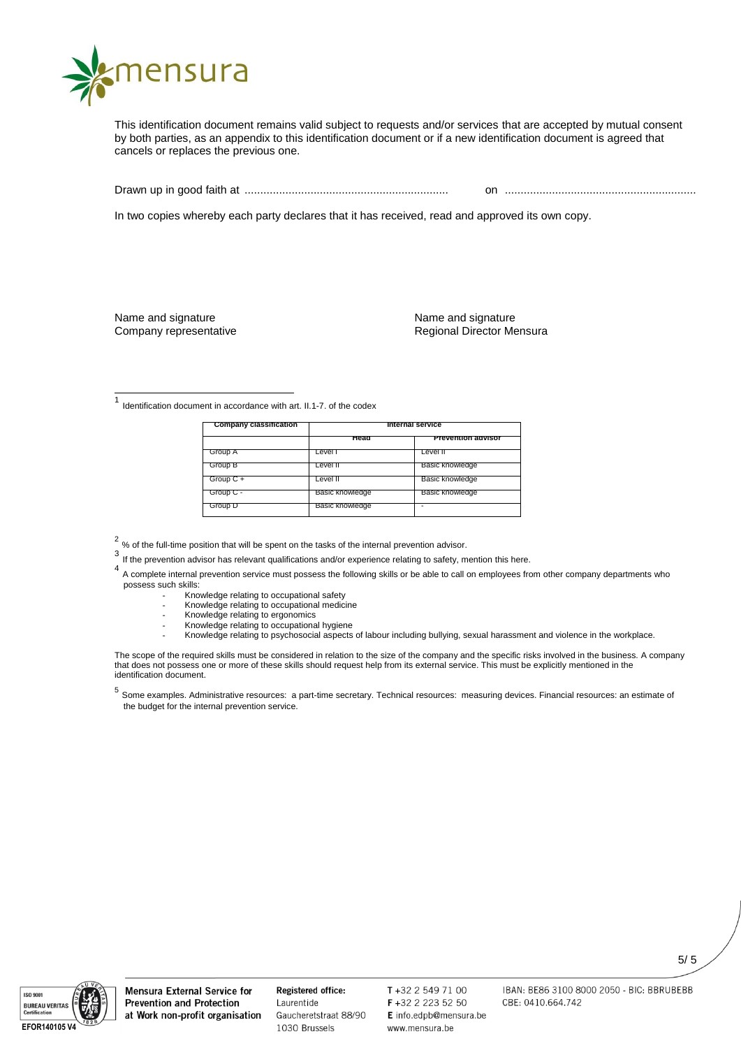This identification document remains valid subject to requests and/or services that are accepted by mutual consent by both parties, as an appendix to this identification document or if a new identification document is agreed that cancels or replaces the previous one.

Drawn up in good faith at .................................................................. on .............................................................

In two copies whereby each party declares that it has received, read and approved its own copy.

Name and signature
Company representative

Name and signature
Regional Director Mensura

[1] Identification document in accordance with art. II.1-7. of the codex

| Company classification | Internal service | |
|---|---|---|
| | Head | Prevention advisor |
| Group A | Level I | Level II |
| Group B | Level II | Basic knowledge |
| Group C + | Level II | Basic knowledge |
| Group C - | Basic knowledge | Basic knowledge |
| Group D | Basic knowledge | - |

[2] % of the full-time position that will be spent on the tasks of the internal prevention advisor.

[3] If the prevention advisor has relevant qualifications and/or experience relating to safety, mention this here.

[4] A complete internal prevention service must possess the following skills or be able to call on employees from other company departments who possess such skills:

- Knowledge relating to occupational safety
- Knowledge relating to occupational medicine
- Knowledge relating to ergonomics
- Knowledge relating to occupational hygiene
- Knowledge relating to psychosocial aspects of labour including bullying, sexual harassment and violence in the workplace.

The scope of the required skills must be considered in relation to the size of the company and the specific risks involved in the business. A company that does not possess one or more of these skills should request help from its external service. This must be explicitly mentioned in the identification document.

[5] Some examples. Administrative resources: a part-time secretary. Technical resources: measuring devices. Financial resources: an estimate of the budget for the internal prevention service.